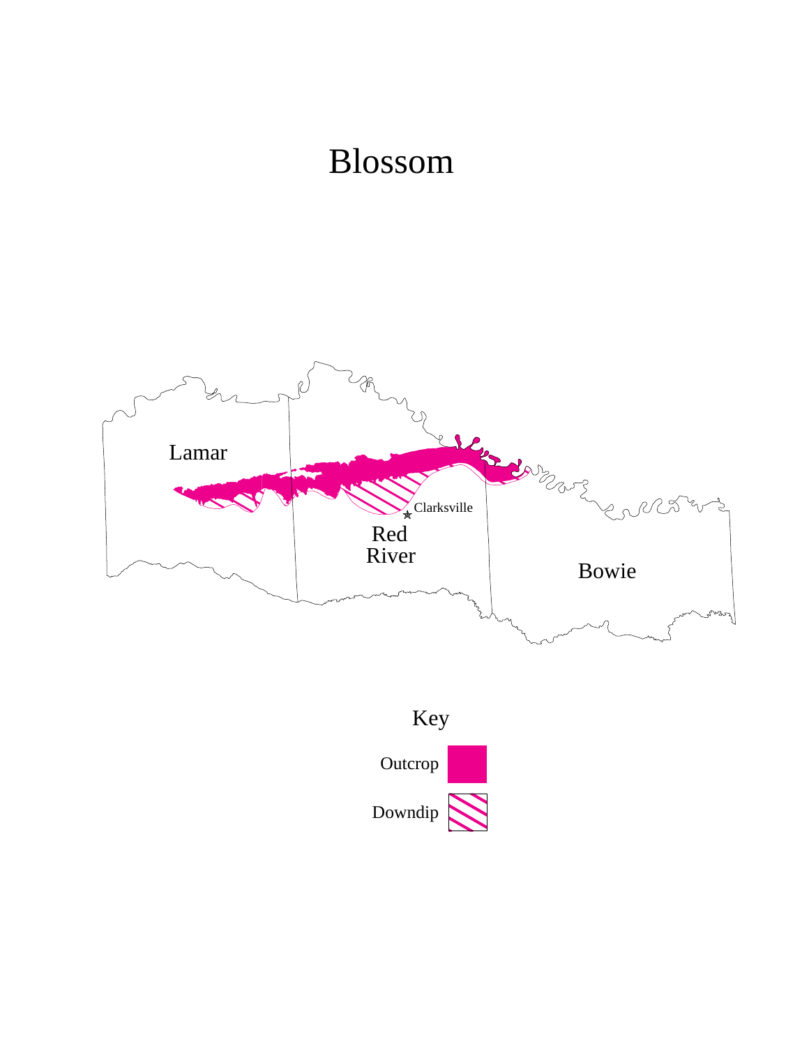# Blossom

Lamar

Red River

Clarksville

Bowie

Key

Outcrop

Downdip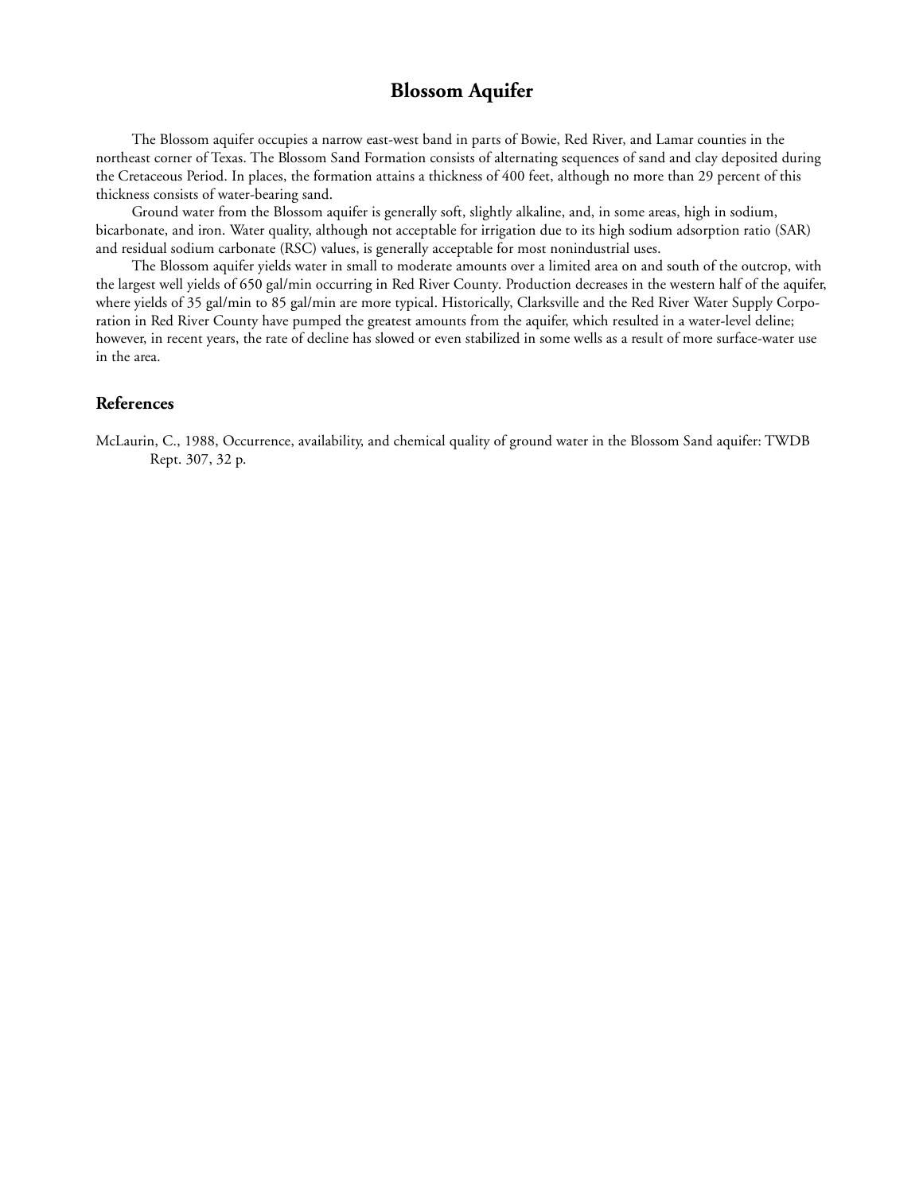# Blossom Aquifer

The Blossom aquifer occupies a narrow east-west band in parts of Bowie, Red River, and Lamar counties in the northeast corner of Texas. The Blossom Sand Formation consists of alternating sequences of sand and clay deposited during the Cretaceous Period. In places, the formation attains a thickness of 400 feet, although no more than 29 percent of this thickness consists of water-bearing sand.

Ground water from the Blossom aquifer is generally soft, slightly alkaline, and, in some areas, high in sodium, bicarbonate, and iron. Water quality, although not acceptable for irrigation due to its high sodium adsorption ratio (SAR) and residual sodium carbonate (RSC) values, is generally acceptable for most nonindustrial uses.

The Blossom aquifer yields water in small to moderate amounts over a limited area on and south of the outcrop, with the largest well yields of 650 gal/min occurring in Red River County. Production decreases in the western half of the aquifer, where yields of 35 gal/min to 85 gal/min are more typical. Historically, Clarksville and the Red River Water Supply Corporation in Red River County have pumped the greatest amounts from the aquifer, which resulted in a water-level deline; however, in recent years, the rate of decline has slowed or even stabilized in some wells as a result of more surface-water use in the area.

## References

McLaurin, C., 1988, Occurrence, availability, and chemical quality of ground water in the Blossom Sand aquifer: TWDB Rept. 307, 32 p.